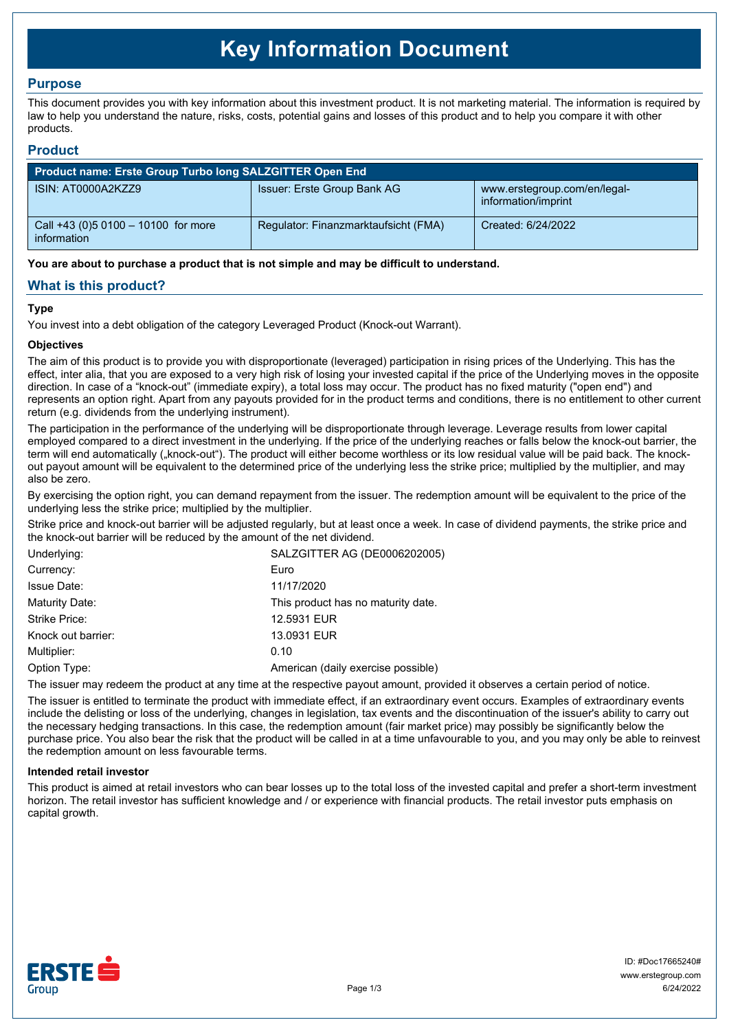# Key Information Document

## Purpose

This document provides you with key information about this investment product. It is not marketing material. The information is required by law to help you understand the nature, risks, costs, potential gains and losses of this product and to help you compare it with other products.

## Product

| Product name: Erste Group Turbo long SALZGITTER Open End | | |
|---|---|---|
| ISIN: AT0000A2KZZ9 | Issuer: Erste Group Bank AG | www.erstegroup.com/en/legal-information/imprint |
| Call +43 (0)5 0100 – 10100 for more information | Regulator: Finanzmarktaufsicht (FMA) | Created: 6/24/2022 |

**You are about to purchase a product that is not simple and may be difficult to understand.**

## What is this product?

### Type

You invest into a debt obligation of the category Leveraged Product (Knock-out Warrant).

### Objectives

The aim of this product is to provide you with disproportionate (leveraged) participation in rising prices of the Underlying. This has the effect, inter alia, that you are exposed to a very high risk of losing your invested capital if the price of the Underlying moves in the opposite direction. In case of a "knock-out" (immediate expiry), a total loss may occur. The product has no fixed maturity ("open end") and represents an option right. Apart from any payouts provided for in the product terms and conditions, there is no entitlement to other current return (e.g. dividends from the underlying instrument).

The participation in the performance of the underlying will be disproportionate through leverage. Leverage results from lower capital employed compared to a direct investment in the underlying. If the price of the underlying reaches or falls below the knock-out barrier, the term will end automatically („knock-out"). The product will either become worthless or its low residual value will be paid back. The knock-out payout amount will be equivalent to the determined price of the underlying less the strike price; multiplied by the multiplier, and may also be zero.

By exercising the option right, you can demand repayment from the issuer. The redemption amount will be equivalent to the price of the underlying less the strike price; multiplied by the multiplier.

Strike price and knock-out barrier will be adjusted regularly, but at least once a week. In case of dividend payments, the strike price and the knock-out barrier will be reduced by the amount of the net dividend.

| | |
|---|---|
| Underlying: | SALZGITTER AG (DE0006202005) |
| Currency: | Euro |
| Issue Date: | 11/17/2020 |
| Maturity Date: | This product has no maturity date. |
| Strike Price: | 12.5931 EUR |
| Knock out barrier: | 13.0931 EUR |
| Multiplier: | 0.10 |
| Option Type: | American (daily exercise possible) |

The issuer may redeem the product at any time at the respective payout amount, provided it observes a certain period of notice.

The issuer is entitled to terminate the product with immediate effect, if an extraordinary event occurs. Examples of extraordinary events include the delisting or loss of the underlying, changes in legislation, tax events and the discontinuation of the issuer's ability to carry out the necessary hedging transactions. In this case, the redemption amount (fair market price) may possibly be significantly below the purchase price. You also bear the risk that the product will be called in at a time unfavourable to you, and you may only be able to reinvest the redemption amount on less favourable terms.

### Intended retail investor

This product is aimed at retail investors who can bear losses up to the total loss of the invested capital and prefer a short-term investment horizon. The retail investor has sufficient knowledge and / or experience with financial products. The retail investor puts emphasis on capital growth.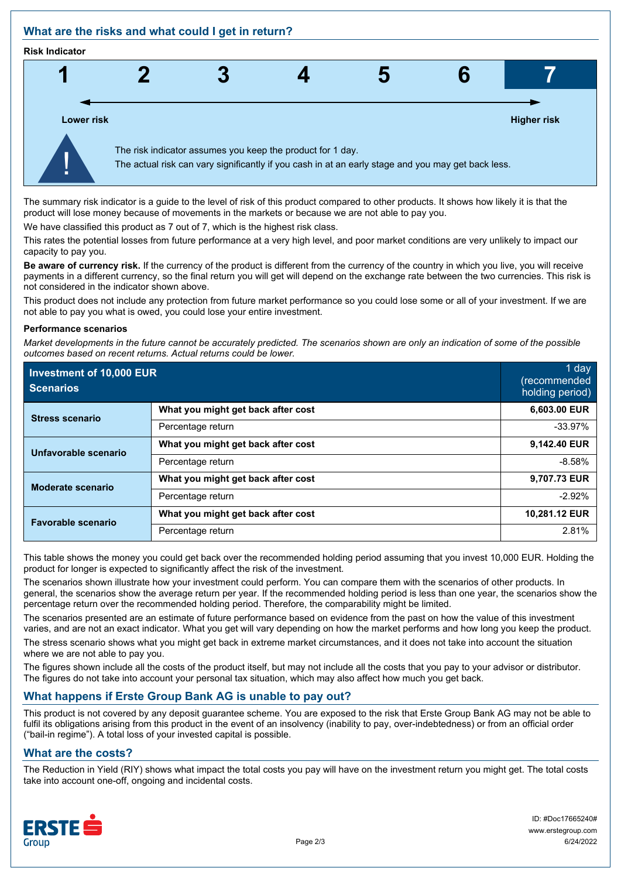## What are the risks and what could I get in return?

**Risk Indicator**

| 1 | 2 | 3 | 4 | 5 | 6 | **7** |
|---|---|---|---|---|---|---|

Lower risk ← → Higher risk

The risk indicator assumes you keep the product for 1 day.
The actual risk can vary significantly if you cash in at an early stage and you may get back less.

The summary risk indicator is a guide to the level of risk of this product compared to other products. It shows how likely it is that the product will lose money because of movements in the markets or because we are not able to pay you.

We have classified this product as 7 out of 7, which is the highest risk class.

This rates the potential losses from future performance at a very high level, and poor market conditions are very unlikely to impact our capacity to pay you.

**Be aware of currency risk.** If the currency of the product is different from the currency of the country in which you live, you will receive payments in a different currency, so the final return you will get will depend on the exchange rate between the two currencies. This risk is not considered in the indicator shown above.

This product does not include any protection from future market performance so you could lose some or all of your investment. If we are not able to pay you what is owed, you could lose your entire investment.

**Performance scenarios**

*Market developments in the future cannot be accurately predicted. The scenarios shown are only an indication of some of the possible outcomes based on recent returns. Actual returns could be lower.*

| Investment of 10,000 EUR Scenarios | | 1 day (recommended holding period) |
|---|---|---|
| **Stress scenario** | **What you might get back after cost** | **6,603.00 EUR** |
| | Percentage return | -33.97% |
| **Unfavorable scenario** | **What you might get back after cost** | **9,142.40 EUR** |
| | Percentage return | -8.58% |
| **Moderate scenario** | **What you might get back after cost** | **9,707.73 EUR** |
| | Percentage return | -2.92% |
| **Favorable scenario** | **What you might get back after cost** | **10,281.12 EUR** |
| | Percentage return | 2.81% |

This table shows the money you could get back over the recommended holding period assuming that you invest 10,000 EUR. Holding the product for longer is expected to significantly affect the risk of the investment.

The scenarios shown illustrate how your investment could perform. You can compare them with the scenarios of other products. In general, the scenarios show the average return per year. If the recommended holding period is less than one year, the scenarios show the percentage return over the recommended holding period. Therefore, the comparability might be limited.

The scenarios presented are an estimate of future performance based on evidence from the past on how the value of this investment varies, and are not an exact indicator. What you get will vary depending on how the market performs and how long you keep the product.

The stress scenario shows what you might get back in extreme market circumstances, and it does not take into account the situation where we are not able to pay you.

The figures shown include all the costs of the product itself, but may not include all the costs that you pay to your advisor or distributor. The figures do not take into account your personal tax situation, which may also affect how much you get back.

## What happens if Erste Group Bank AG is unable to pay out?

This product is not covered by any deposit guarantee scheme. You are exposed to the risk that Erste Group Bank AG may not be able to fulfil its obligations arising from this product in the event of an insolvency (inability to pay, over-indebtedness) or from an official order ("bail-in regime"). A total loss of your invested capital is possible.

## What are the costs?

The Reduction in Yield (RIY) shows what impact the total costs you pay will have on the investment return you might get. The total costs take into account one-off, ongoing and incidental costs.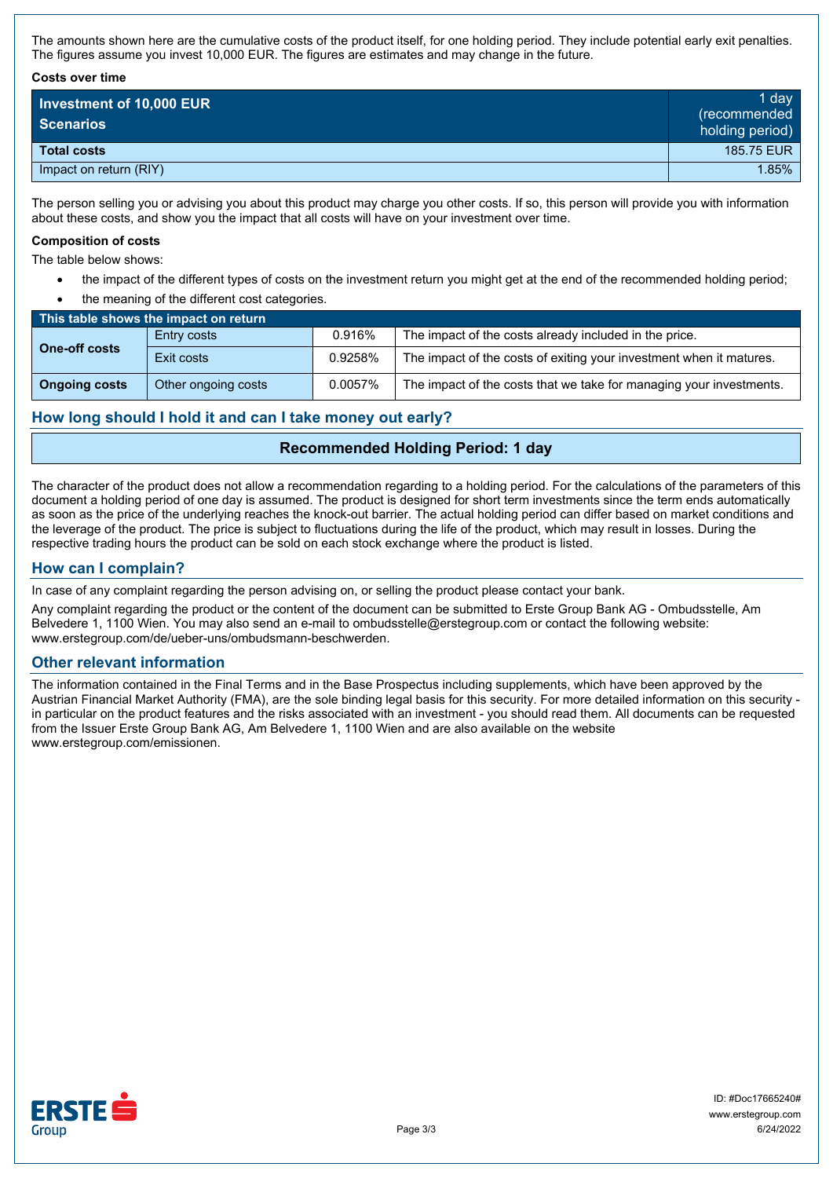The amounts shown here are the cumulative costs of the product itself, for one holding period. They include potential early exit penalties. The figures assume you invest 10,000 EUR. The figures are estimates and may change in the future.

**Costs over time**

| **Investment of 10,000 EUR**<br>**Scenarios** | 1 day (recommended holding period) |
| --- | --- |
| **Total costs** | 185.75 EUR |
| Impact on return (RIY) | 1.85% |

The person selling you or advising you about this product may charge you other costs. If so, this person will provide you with information about these costs, and show you the impact that all costs will have on your investment over time.

**Composition of costs**

The table below shows:

- the impact of the different types of costs on the investment return you might get at the end of the recommended holding period;
- the meaning of the different cost categories.

| This table shows the impact on return | | | |
| --- | --- | --- | --- |
| **One-off costs** | Entry costs | 0.916% | The impact of the costs already included in the price. |
| | Exit costs | 0.9258% | The impact of the costs of exiting your investment when it matures. |
| **Ongoing costs** | Other ongoing costs | 0.0057% | The impact of the costs that we take for managing your investments. |

## How long should I hold it and can I take money out early?

**Recommended Holding Period: 1 day**

The character of the product does not allow a recommendation regarding to a holding period. For the calculations of the parameters of this document a holding period of one day is assumed. The product is designed for short term investments since the term ends automatically as soon as the price of the underlying reaches the knock-out barrier. The actual holding period can differ based on market conditions and the leverage of the product. The price is subject to fluctuations during the life of the product, which may result in losses. During the respective trading hours the product can be sold on each stock exchange where the product is listed.

## How can I complain?

In case of any complaint regarding the person advising on, or selling the product please contact your bank.

Any complaint regarding the product or the content of the document can be submitted to Erste Group Bank AG - Ombudsstelle, Am Belvedere 1, 1100 Wien. You may also send an e-mail to ombudsstelle@erstegroup.com or contact the following website: www.erstegroup.com/de/ueber-uns/ombudsmann-beschwerden.

## Other relevant information

The information contained in the Final Terms and in the Base Prospectus including supplements, which have been approved by the Austrian Financial Market Authority (FMA), are the sole binding legal basis for this security. For more detailed information on this security - in particular on the product features and the risks associated with an investment - you should read them. All documents can be requested from the Issuer Erste Group Bank AG, Am Belvedere 1, 1100 Wien and are also available on the website www.erstegroup.com/emissionen.